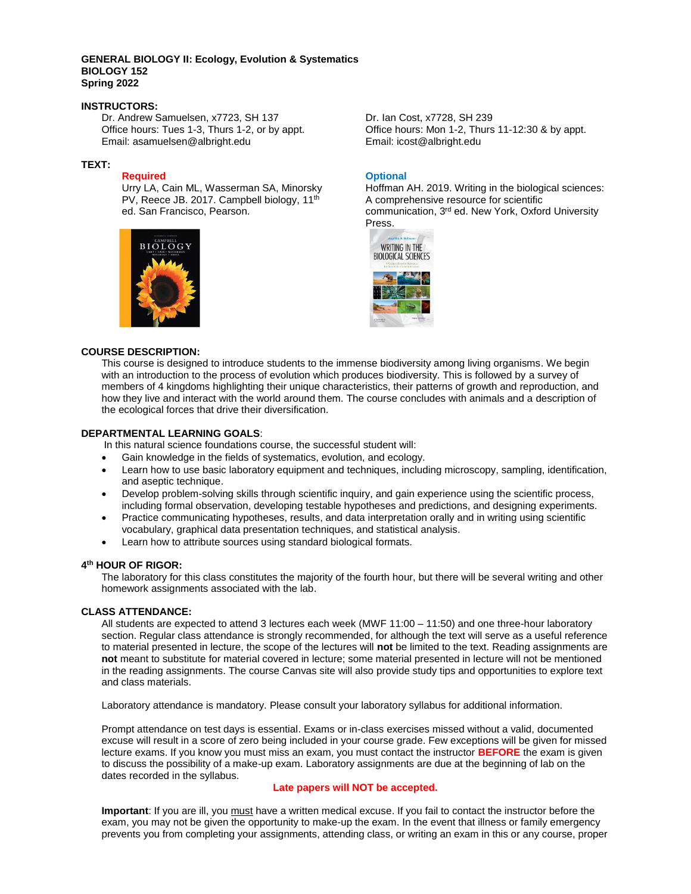**GENERAL BIOLOGY II: Ecology, Evolution & Systematics**
**BIOLOGY 152**
**Spring 2022**

**INSTRUCTORS:**

Dr. Andrew Samuelsen, x7723, SH 137
Office hours: Tues 1-3, Thurs 1-2, or by appt.
Email: asamuelsen@albright.edu

Dr. Ian Cost, x7728, SH 239
Office hours: Mon 1-2, Thurs 11-12:30 & by appt.
Email: icost@albright.edu

**TEXT:**

**Required**
Urry LA, Cain ML, Wasserman SA, Minorsky PV, Reece JB. 2017. Campbell biology, 11th ed. San Francisco, Pearson.

**Optional**
Hoffman AH. 2019. Writing in the biological sciences: A comprehensive resource for scientific communication, 3rd ed. New York, Oxford University Press.

**COURSE DESCRIPTION:**

This course is designed to introduce students to the immense biodiversity among living organisms. We begin with an introduction to the process of evolution which produces biodiversity. This is followed by a survey of members of 4 kingdoms highlighting their unique characteristics, their patterns of growth and reproduction, and how they live and interact with the world around them. The course concludes with animals and a description of the ecological forces that drive their diversification.

**DEPARTMENTAL LEARNING GOALS**:

In this natural science foundations course, the successful student will:

- Gain knowledge in the fields of systematics, evolution, and ecology.
- Learn how to use basic laboratory equipment and techniques, including microscopy, sampling, identification, and aseptic technique.
- Develop problem-solving skills through scientific inquiry, and gain experience using the scientific process, including formal observation, developing testable hypotheses and predictions, and designing experiments.
- Practice communicating hypotheses, results, and data interpretation orally and in writing using scientific vocabulary, graphical data presentation techniques, and statistical analysis.
- Learn how to attribute sources using standard biological formats.

**4th HOUR OF RIGOR:**

The laboratory for this class constitutes the majority of the fourth hour, but there will be several writing and other homework assignments associated with the lab.

**CLASS ATTENDANCE:**

All students are expected to attend 3 lectures each week (MWF 11:00 – 11:50) and one three-hour laboratory section. Regular class attendance is strongly recommended, for although the text will serve as a useful reference to material presented in lecture, the scope of the lectures will **not** be limited to the text. Reading assignments are **not** meant to substitute for material covered in lecture; some material presented in lecture will not be mentioned in the reading assignments. The course Canvas site will also provide study tips and opportunities to explore text and class materials.

Laboratory attendance is mandatory. Please consult your laboratory syllabus for additional information.

Prompt attendance on test days is essential. Exams or in-class exercises missed without a valid, documented excuse will result in a score of zero being included in your course grade. Few exceptions will be given for missed lecture exams. If you know you must miss an exam, you must contact the instructor **BEFORE** the exam is given to discuss the possibility of a make-up exam. Laboratory assignments are due at the beginning of lab on the dates recorded in the syllabus.

**Late papers will NOT be accepted.**

**Important**: If you are ill, you must have a written medical excuse. If you fail to contact the instructor before the exam, you may not be given the opportunity to make-up the exam. In the event that illness or family emergency prevents you from completing your assignments, attending class, or writing an exam in this or any course, proper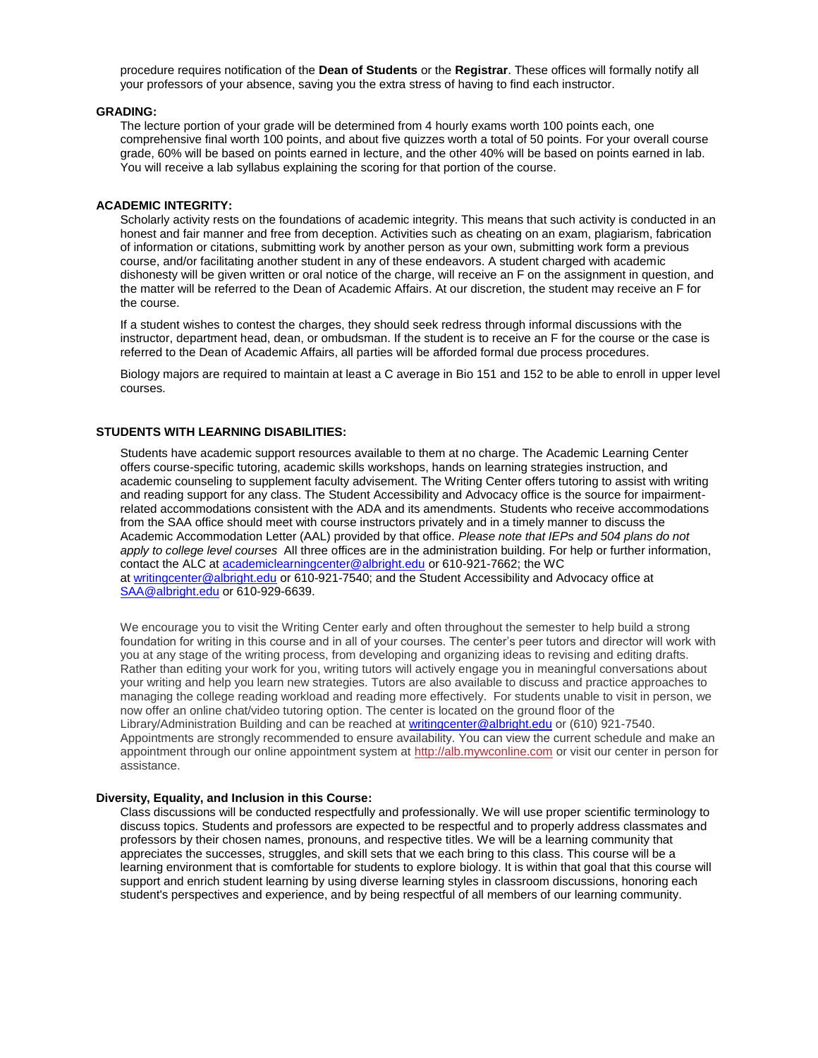procedure requires notification of the **Dean of Students** or the **Registrar**. These offices will formally notify all your professors of your absence, saving you the extra stress of having to find each instructor.

**GRADING:**

The lecture portion of your grade will be determined from 4 hourly exams worth 100 points each, one comprehensive final worth 100 points, and about five quizzes worth a total of 50 points. For your overall course grade, 60% will be based on points earned in lecture, and the other 40% will be based on points earned in lab. You will receive a lab syllabus explaining the scoring for that portion of the course.

**ACADEMIC INTEGRITY:**

Scholarly activity rests on the foundations of academic integrity. This means that such activity is conducted in an honest and fair manner and free from deception. Activities such as cheating on an exam, plagiarism, fabrication of information or citations, submitting work by another person as your own, submitting work form a previous course, and/or facilitating another student in any of these endeavors. A student charged with academic dishonesty will be given written or oral notice of the charge, will receive an F on the assignment in question, and the matter will be referred to the Dean of Academic Affairs. At our discretion, the student may receive an F for the course.

If a student wishes to contest the charges, they should seek redress through informal discussions with the instructor, department head, dean, or ombudsman. If the student is to receive an F for the course or the case is referred to the Dean of Academic Affairs, all parties will be afforded formal due process procedures.

Biology majors are required to maintain at least a C average in Bio 151 and 152 to be able to enroll in upper level courses.

**STUDENTS WITH LEARNING DISABILITIES:**

Students have academic support resources available to them at no charge. The Academic Learning Center offers course-specific tutoring, academic skills workshops, hands on learning strategies instruction, and academic counseling to supplement faculty advisement. The Writing Center offers tutoring to assist with writing and reading support for any class. The Student Accessibility and Advocacy office is the source for impairment-related accommodations consistent with the ADA and its amendments. Students who receive accommodations from the SAA office should meet with course instructors privately and in a timely manner to discuss the Academic Accommodation Letter (AAL) provided by that office. *Please note that IEPs and 504 plans do not apply to college level courses* All three offices are in the administration building. For help or further information, contact the ALC at academiclearningcenter@albright.edu or 610-921-7662; the WC at writingcenter@albright.edu or 610-921-7540; and the Student Accessibility and Advocacy office at SAA@albright.edu or 610-929-6639.

We encourage you to visit the Writing Center early and often throughout the semester to help build a strong foundation for writing in this course and in all of your courses. The center's peer tutors and director will work with you at any stage of the writing process, from developing and organizing ideas to revising and editing drafts. Rather than editing your work for you, writing tutors will actively engage you in meaningful conversations about your writing and help you learn new strategies. Tutors are also available to discuss and practice approaches to managing the college reading workload and reading more effectively. For students unable to visit in person, we now offer an online chat/video tutoring option. The center is located on the ground floor of the Library/Administration Building and can be reached at writingcenter@albright.edu or (610) 921-7540. Appointments are strongly recommended to ensure availability. You can view the current schedule and make an appointment through our online appointment system at http://alb.mywconline.com or visit our center in person for assistance.

**Diversity, Equality, and Inclusion in this Course:**

Class discussions will be conducted respectfully and professionally. We will use proper scientific terminology to discuss topics. Students and professors are expected to be respectful and to properly address classmates and professors by their chosen names, pronouns, and respective titles. We will be a learning community that appreciates the successes, struggles, and skill sets that we each bring to this class. This course will be a learning environment that is comfortable for students to explore biology. It is within that goal that this course will support and enrich student learning by using diverse learning styles in classroom discussions, honoring each student's perspectives and experience, and by being respectful of all members of our learning community.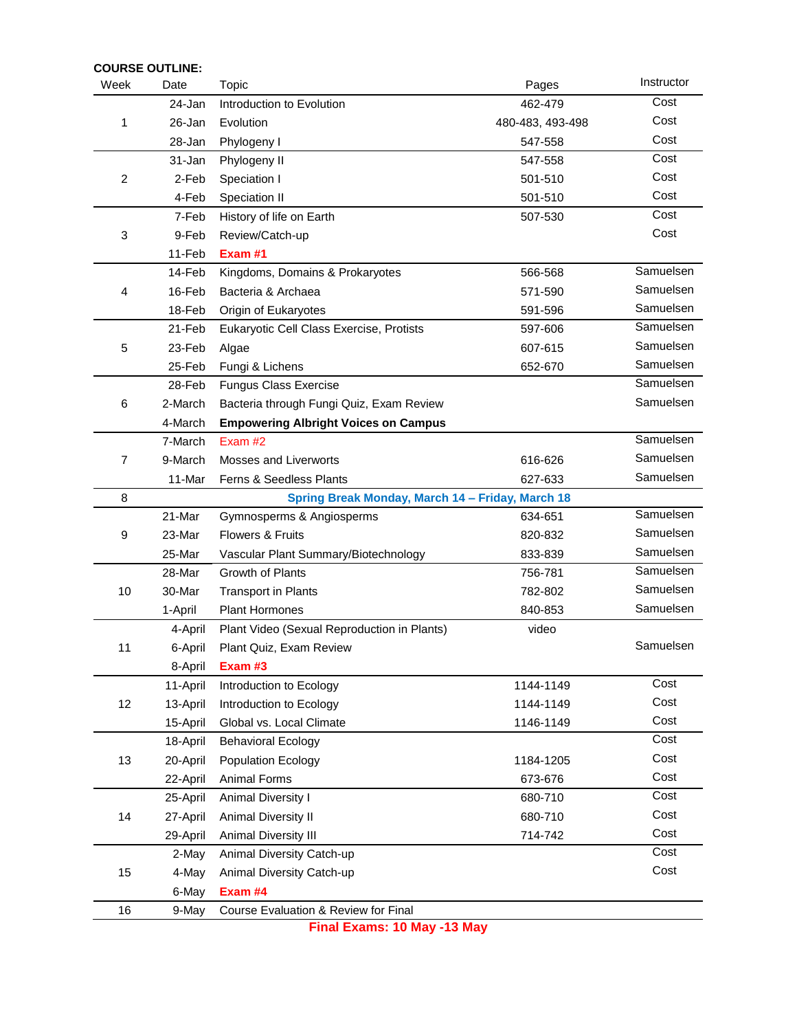**COURSE OUTLINE:**

| Week | Date | Topic | Pages | Instructor |
|---|---|---|---|---|
| 1 | 24-Jan | Introduction to Evolution | 462-479 | Cost |
| | 26-Jan | Evolution | 480-483, 493-498 | Cost |
| | 28-Jan | Phylogeny I | 547-558 | Cost |
| 2 | 31-Jan | Phylogeny II | 547-558 | Cost |
| | 2-Feb | Speciation I | 501-510 | Cost |
| | 4-Feb | Speciation II | 501-510 | Cost |
| 3 | 7-Feb | History of life on Earth | 507-530 | Cost |
| | 9-Feb | Review/Catch-up | | Cost |
| | 11-Feb | **Exam #1** | | |
| 4 | 14-Feb | Kingdoms, Domains & Prokaryotes | 566-568 | Samuelsen |
| | 16-Feb | Bacteria & Archaea | 571-590 | Samuelsen |
| | 18-Feb | Origin of Eukaryotes | 591-596 | Samuelsen |
| 5 | 21-Feb | Eukaryotic Cell Class Exercise, Protists | 597-606 | Samuelsen |
| | 23-Feb | Algae | 607-615 | Samuelsen |
| | 25-Feb | Fungi & Lichens | 652-670 | Samuelsen |
| 6 | 28-Feb | Fungus Class Exercise | | Samuelsen |
| | 2-March | Bacteria through Fungi Quiz, Exam Review | | Samuelsen |
| | 4-March | **Empowering Albright Voices on Campus** | | |
| 7 | 7-March | Exam #2 | | Samuelsen |
| | 9-March | Mosses and Liverworts | 616-626 | Samuelsen |
| | 11-Mar | Ferns & Seedless Plants | 627-633 | Samuelsen |
| 8 | | **Spring Break Monday, March 14 – Friday, March 18** | | |
| 9 | 21-Mar | Gymnosperms & Angiosperms | 634-651 | Samuelsen |
| | 23-Mar | Flowers & Fruits | 820-832 | Samuelsen |
| | 25-Mar | Vascular Plant Summary/Biotechnology | 833-839 | Samuelsen |
| 10 | 28-Mar | Growth of Plants | 756-781 | Samuelsen |
| | 30-Mar | Transport in Plants | 782-802 | Samuelsen |
| | 1-April | Plant Hormones | 840-853 | Samuelsen |
| 11 | 4-April | Plant Video (Sexual Reproduction in Plants) | video | |
| | 6-April | Plant Quiz, Exam Review | | Samuelsen |
| | 8-April | **Exam #3** | | |
| 12 | 11-April | Introduction to Ecology | 1144-1149 | Cost |
| | 13-April | Introduction to Ecology | 1144-1149 | Cost |
| | 15-April | Global vs. Local Climate | 1146-1149 | Cost |
| 13 | 18-April | Behavioral Ecology | | Cost |
| | 20-April | Population Ecology | 1184-1205 | Cost |
| | 22-April | Animal Forms | 673-676 | Cost |
| 14 | 25-April | Animal Diversity I | 680-710 | Cost |
| | 27-April | Animal Diversity II | 680-710 | Cost |
| | 29-April | Animal Diversity III | 714-742 | Cost |
| 15 | 2-May | Animal Diversity Catch-up | | Cost |
| | 4-May | Animal Diversity Catch-up | | Cost |
| | 6-May | **Exam #4** | | |
| 16 | 9-May | Course Evaluation & Review for Final | | |

**Final Exams: 10 May -13 May**